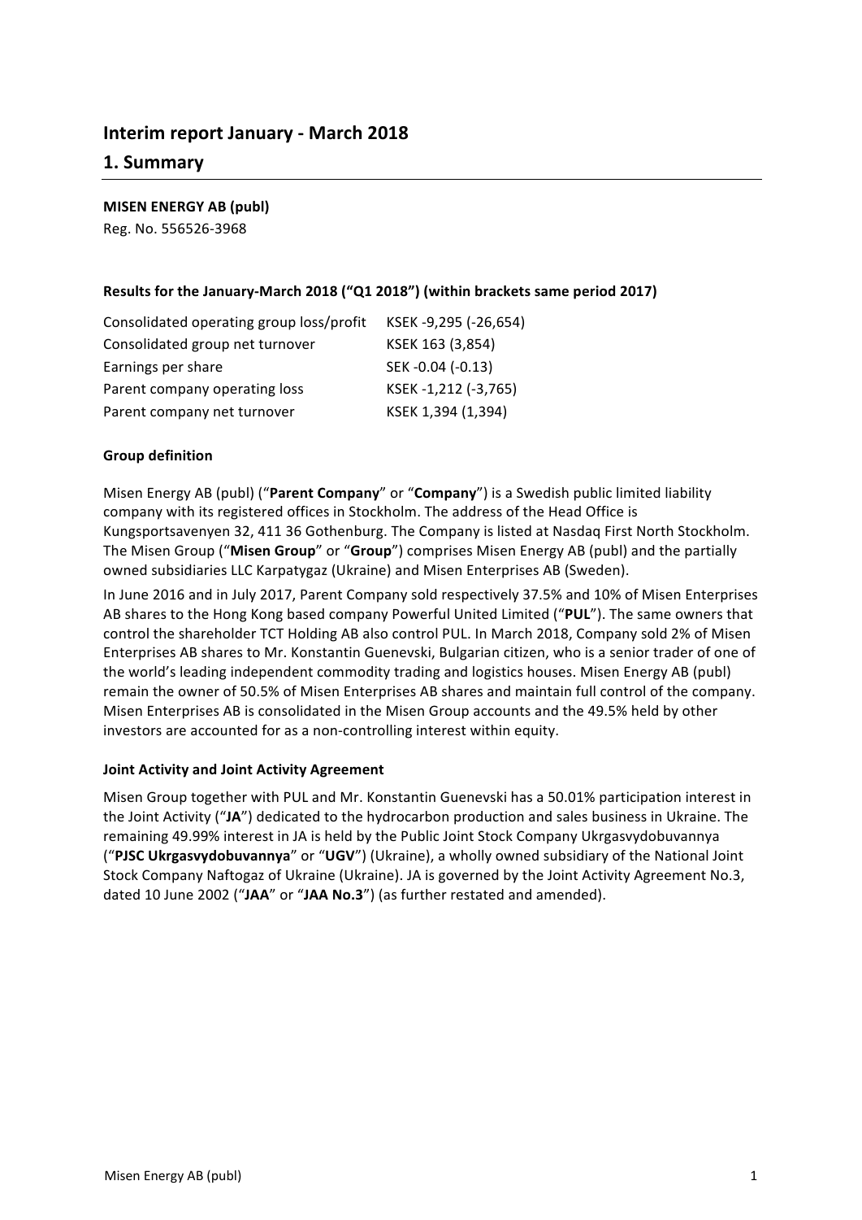# Interim report January - March 2018

## 1. Summary

**MISEN ENERGY AB (publ)**

Reg. No. 556526-3968

**Results for the January-March 2018 ("Q1 2018") (within brackets same period 2017)**

| | |
|---|---|
| Consolidated operating group loss/profit | KSEK -9,295 (-26,654) |
| Consolidated group net turnover | KSEK 163 (3,854) |
| Earnings per share | SEK -0.04 (-0.13) |
| Parent company operating loss | KSEK -1,212 (-3,765) |
| Parent company net turnover | KSEK 1,394 (1,394) |

**Group definition**

Misen Energy AB (publ) ("**Parent Company**" or "**Company**") is a Swedish public limited liability company with its registered offices in Stockholm. The address of the Head Office is Kungsportsavenyen 32, 411 36 Gothenburg. The Company is listed at Nasdaq First North Stockholm. The Misen Group ("**Misen Group**" or "**Group**") comprises Misen Energy AB (publ) and the partially owned subsidiaries LLC Karpatygaz (Ukraine) and Misen Enterprises AB (Sweden).

In June 2016 and in July 2017, Parent Company sold respectively 37.5% and 10% of Misen Enterprises AB shares to the Hong Kong based company Powerful United Limited ("**PUL**"). The same owners that control the shareholder TCT Holding AB also control PUL. In March 2018, Company sold 2% of Misen Enterprises AB shares to Mr. Konstantin Guenevski, Bulgarian citizen, who is a senior trader of one of the world's leading independent commodity trading and logistics houses. Misen Energy AB (publ) remain the owner of 50.5% of Misen Enterprises AB shares and maintain full control of the company. Misen Enterprises AB is consolidated in the Misen Group accounts and the 49.5% held by other investors are accounted for as a non-controlling interest within equity.

**Joint Activity and Joint Activity Agreement**

Misen Group together with PUL and Mr. Konstantin Guenevski has a 50.01% participation interest in the Joint Activity ("**JA**") dedicated to the hydrocarbon production and sales business in Ukraine. The remaining 49.99% interest in JA is held by the Public Joint Stock Company Ukrgasvydobuvannya ("**PJSC Ukrgasvydobuvannya**" or "**UGV**") (Ukraine), a wholly owned subsidiary of the National Joint Stock Company Naftogaz of Ukraine (Ukraine). JA is governed by the Joint Activity Agreement No.3, dated 10 June 2002 ("**JAA**" or "**JAA No.3**") (as further restated and amended).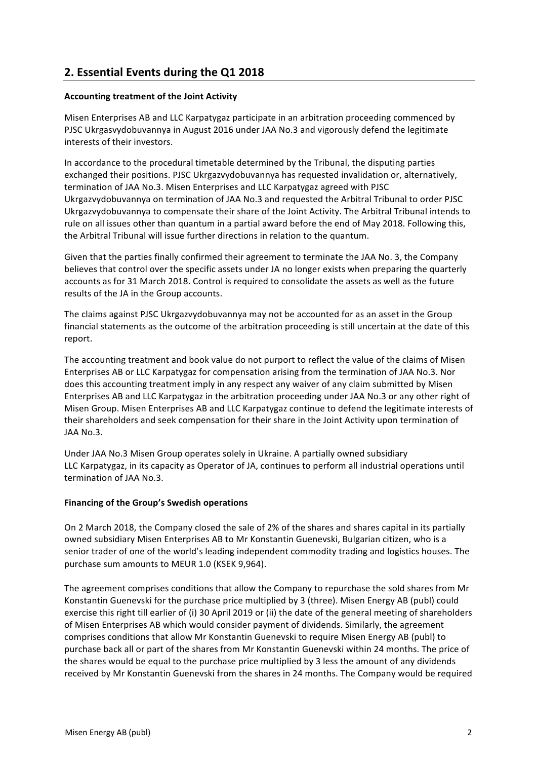## 2. Essential Events during the Q1 2018

**Accounting treatment of the Joint Activity**

Misen Enterprises AB and LLC Karpatygaz participate in an arbitration proceeding commenced by PJSC Ukrgasvydobuvannya in August 2016 under JAA No.3 and vigorously defend the legitimate interests of their investors.

In accordance to the procedural timetable determined by the Tribunal, the disputing parties exchanged their positions. PJSC Ukrgazvydobuvannya has requested invalidation or, alternatively, termination of JAA No.3. Misen Enterprises and LLC Karpatygaz agreed with PJSC Ukrgazvydobuvannya on termination of JAA No.3 and requested the Arbitral Tribunal to order PJSC Ukrgazvydobuvannya to compensate their share of the Joint Activity. The Arbitral Tribunal intends to rule on all issues other than quantum in a partial award before the end of May 2018. Following this, the Arbitral Tribunal will issue further directions in relation to the quantum.

Given that the parties finally confirmed their agreement to terminate the JAA No. 3, the Company believes that control over the specific assets under JA no longer exists when preparing the quarterly accounts as for 31 March 2018. Control is required to consolidate the assets as well as the future results of the JA in the Group accounts.

The claims against PJSC Ukrgazvydobuvannya may not be accounted for as an asset in the Group financial statements as the outcome of the arbitration proceeding is still uncertain at the date of this report.

The accounting treatment and book value do not purport to reflect the value of the claims of Misen Enterprises AB or LLC Karpatygaz for compensation arising from the termination of JAA No.3. Nor does this accounting treatment imply in any respect any waiver of any claim submitted by Misen Enterprises AB and LLC Karpatygaz in the arbitration proceeding under JAA No.3 or any other right of Misen Group. Misen Enterprises AB and LLC Karpatygaz continue to defend the legitimate interests of their shareholders and seek compensation for their share in the Joint Activity upon termination of JAA No.3.

Under JAA No.3 Misen Group operates solely in Ukraine. A partially owned subsidiary LLC Karpatygaz, in its capacity as Operator of JA, continues to perform all industrial operations until termination of JAA No.3.

**Financing of the Group's Swedish operations**

On 2 March 2018, the Company closed the sale of 2% of the shares and shares capital in its partially owned subsidiary Misen Enterprises AB to Mr Konstantin Guenevski, Bulgarian citizen, who is a senior trader of one of the world's leading independent commodity trading and logistics houses. The purchase sum amounts to MEUR 1.0 (KSEK 9,964).

The agreement comprises conditions that allow the Company to repurchase the sold shares from Mr Konstantin Guenevski for the purchase price multiplied by 3 (three). Misen Energy AB (publ) could exercise this right till earlier of (i) 30 April 2019 or (ii) the date of the general meeting of shareholders of Misen Enterprises AB which would consider payment of dividends. Similarly, the agreement comprises conditions that allow Mr Konstantin Guenevski to require Misen Energy AB (publ) to purchase back all or part of the shares from Mr Konstantin Guenevski within 24 months. The price of the shares would be equal to the purchase price multiplied by 3 less the amount of any dividends received by Mr Konstantin Guenevski from the shares in 24 months. The Company would be required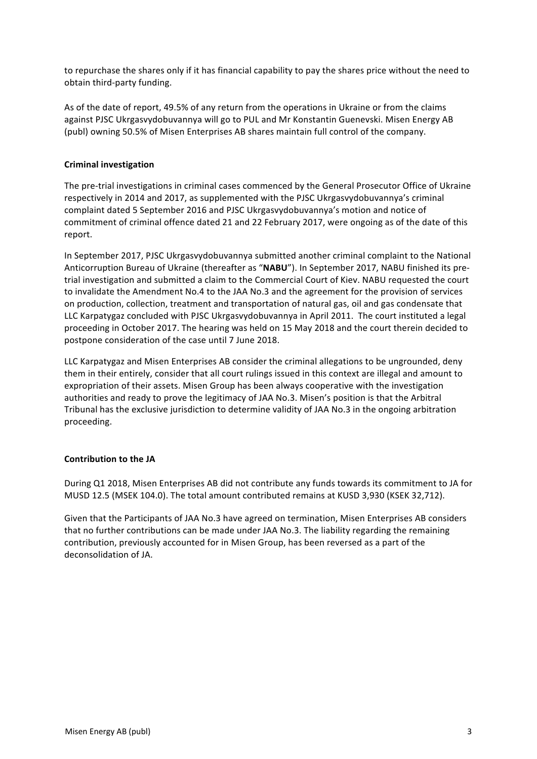to repurchase the shares only if it has financial capability to pay the shares price without the need to obtain third-party funding.

As of the date of report, 49.5% of any return from the operations in Ukraine or from the claims against PJSC Ukrgasvydobuvannya will go to PUL and Mr Konstantin Guenevski. Misen Energy AB (publ) owning 50.5% of Misen Enterprises AB shares maintain full control of the company.

**Criminal investigation**

The pre-trial investigations in criminal cases commenced by the General Prosecutor Office of Ukraine respectively in 2014 and 2017, as supplemented with the PJSC Ukrgasvydobuvannya's criminal complaint dated 5 September 2016 and PJSC Ukrgasvydobuvannya's motion and notice of commitment of criminal offence dated 21 and 22 February 2017, were ongoing as of the date of this report.

In September 2017, PJSC Ukrgasvydobuvannya submitted another criminal complaint to the National Anticorruption Bureau of Ukraine (thereafter as "**NABU**"). In September 2017, NABU finished its pre-trial investigation and submitted a claim to the Commercial Court of Kiev. NABU requested the court to invalidate the Amendment No.4 to the JAA No.3 and the agreement for the provision of services on production, collection, treatment and transportation of natural gas, oil and gas condensate that LLC Karpatygaz concluded with PJSC Ukrgasvydobuvannya in April 2011. The court instituted a legal proceeding in October 2017. The hearing was held on 15 May 2018 and the court therein decided to postpone consideration of the case until 7 June 2018.

LLC Karpatygaz and Misen Enterprises AB consider the criminal allegations to be ungrounded, deny them in their entirely, consider that all court rulings issued in this context are illegal and amount to expropriation of their assets. Misen Group has been always cooperative with the investigation authorities and ready to prove the legitimacy of JAA No.3. Misen's position is that the Arbitral Tribunal has the exclusive jurisdiction to determine validity of JAA No.3 in the ongoing arbitration proceeding.

**Contribution to the JA**

During Q1 2018, Misen Enterprises AB did not contribute any funds towards its commitment to JA for MUSD 12.5 (MSEK 104.0). The total amount contributed remains at KUSD 3,930 (KSEK 32,712).

Given that the Participants of JAA No.3 have agreed on termination, Misen Enterprises AB considers that no further contributions can be made under JAA No.3. The liability regarding the remaining contribution, previously accounted for in Misen Group, has been reversed as a part of the deconsolidation of JA.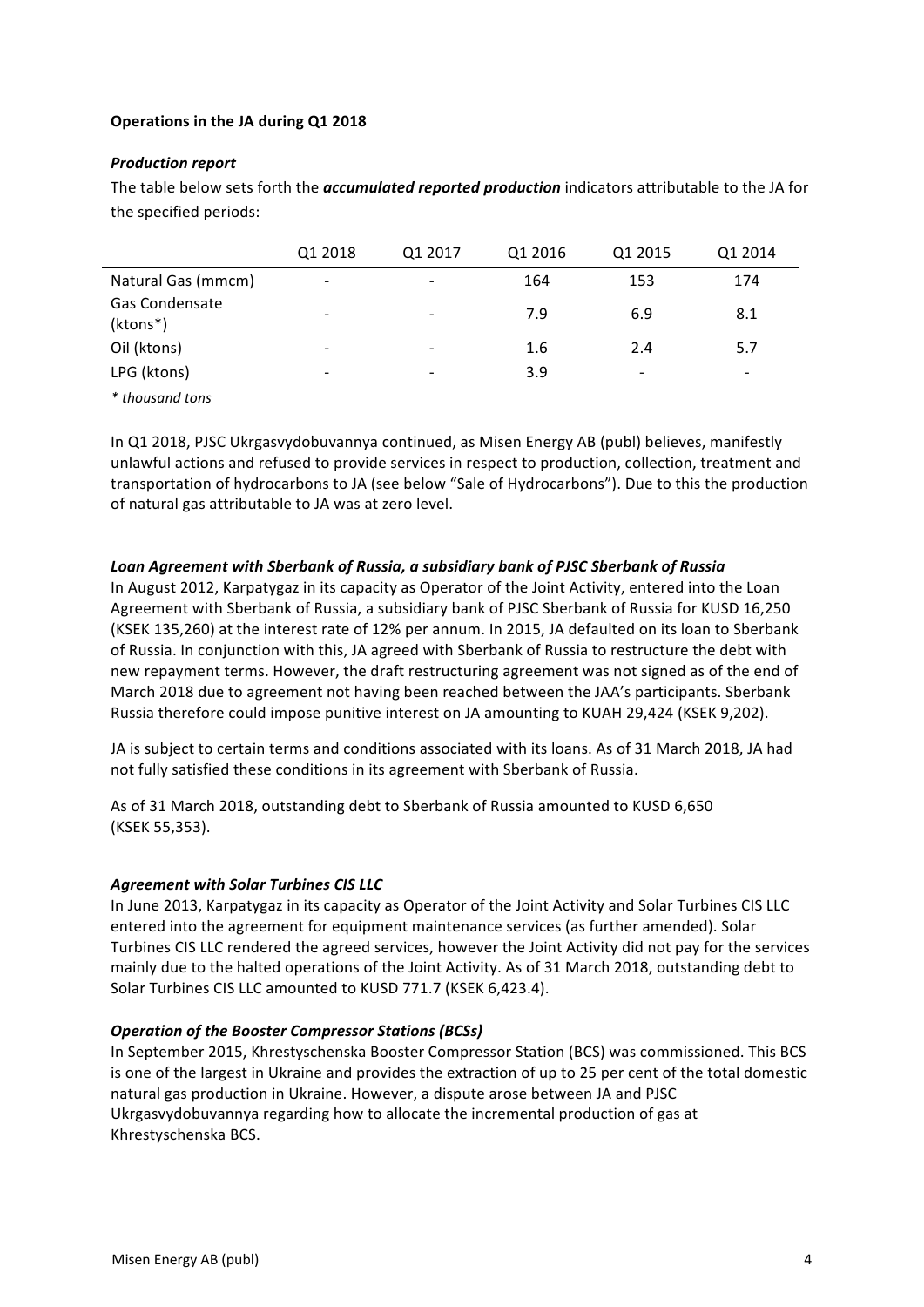**Operations in the JA during Q1 2018**

***Production report***

The table below sets forth the ***accumulated reported production*** indicators attributable to the JA for the specified periods:

| | Q1 2018 | Q1 2017 | Q1 2016 | Q1 2015 | Q1 2014 |
|---|---|---|---|---|---|
| Natural Gas (mmcm) | - | - | 164 | 153 | 174 |
| Gas Condensate (ktons*) | - | - | 7.9 | 6.9 | 8.1 |
| Oil (ktons) | - | - | 1.6 | 2.4 | 5.7 |
| LPG (ktons) | - | - | 3.9 | - | - |

*\* thousand tons*

In Q1 2018, PJSC Ukrgasvydobuvannya continued, as Misen Energy AB (publ) believes, manifestly unlawful actions and refused to provide services in respect to production, collection, treatment and transportation of hydrocarbons to JA (see below "Sale of Hydrocarbons"). Due to this the production of natural gas attributable to JA was at zero level.

***Loan Agreement with Sberbank of Russia, a subsidiary bank of PJSC Sberbank of Russia***

In August 2012, Karpatygaz in its capacity as Operator of the Joint Activity, entered into the Loan Agreement with Sberbank of Russia, a subsidiary bank of PJSC Sberbank of Russia for KUSD 16,250 (KSEK 135,260) at the interest rate of 12% per annum. In 2015, JA defaulted on its loan to Sberbank of Russia. In conjunction with this, JA agreed with Sberbank of Russia to restructure the debt with new repayment terms. However, the draft restructuring agreement was not signed as of the end of March 2018 due to agreement not having been reached between the JAA's participants. Sberbank Russia therefore could impose punitive interest on JA amounting to KUAH 29,424 (KSEK 9,202).

JA is subject to certain terms and conditions associated with its loans. As of 31 March 2018, JA had not fully satisfied these conditions in its agreement with Sberbank of Russia.

As of 31 March 2018, outstanding debt to Sberbank of Russia amounted to KUSD 6,650 (KSEK 55,353).

***Agreement with Solar Turbines CIS LLC***

In June 2013, Karpatygaz in its capacity as Operator of the Joint Activity and Solar Turbines CIS LLC entered into the agreement for equipment maintenance services (as further amended). Solar Turbines CIS LLC rendered the agreed services, however the Joint Activity did not pay for the services mainly due to the halted operations of the Joint Activity. As of 31 March 2018, outstanding debt to Solar Turbines CIS LLC amounted to KUSD 771.7 (KSEK 6,423.4).

***Operation of the Booster Compressor Stations (BCSs)***

In September 2015, Khrestyschenska Booster Compressor Station (BCS) was commissioned. This BCS is one of the largest in Ukraine and provides the extraction of up to 25 per cent of the total domestic natural gas production in Ukraine. However, a dispute arose between JA and PJSC Ukrgasvydobuvannya regarding how to allocate the incremental production of gas at Khrestyschenska BCS.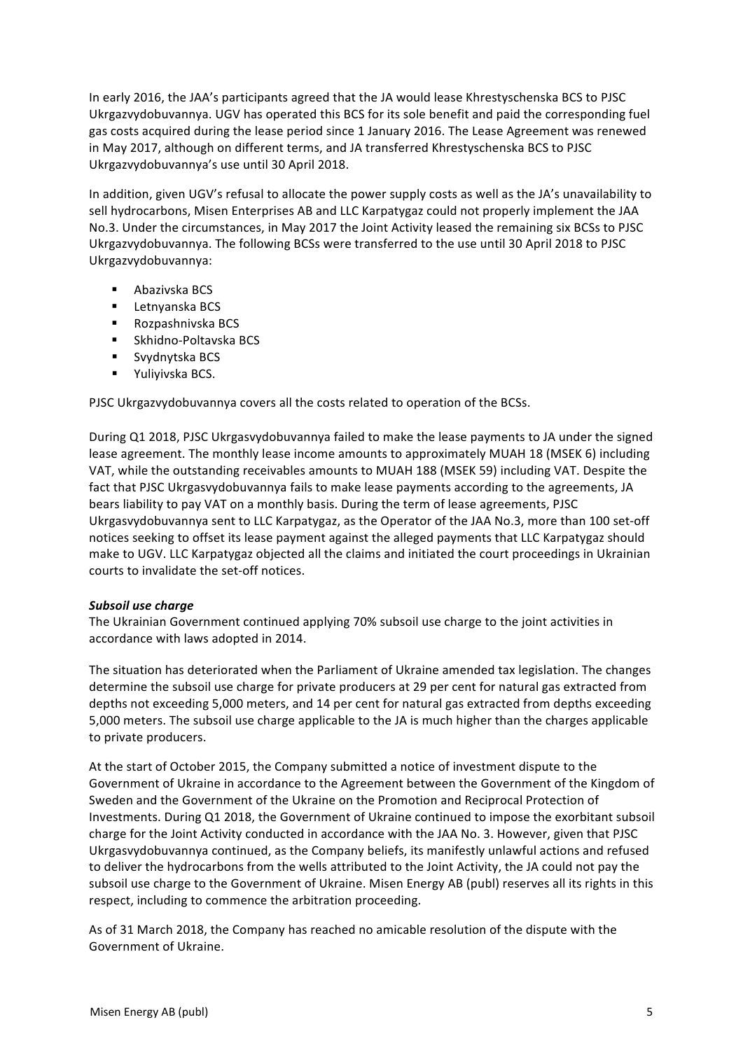In early 2016, the JAA's participants agreed that the JA would lease Khrestyschenska BCS to PJSC Ukrgazvydobuvannya. UGV has operated this BCS for its sole benefit and paid the corresponding fuel gas costs acquired during the lease period since 1 January 2016. The Lease Agreement was renewed in May 2017, although on different terms, and JA transferred Khrestyschenska BCS to PJSC Ukrgazvydobuvannya's use until 30 April 2018.

In addition, given UGV's refusal to allocate the power supply costs as well as the JA's unavailability to sell hydrocarbons, Misen Enterprises AB and LLC Karpatygaz could not properly implement the JAA No.3. Under the circumstances, in May 2017 the Joint Activity leased the remaining six BCSs to PJSC Ukrgazvydobuvannya. The following BCSs were transferred to the use until 30 April 2018 to PJSC Ukrgazvydobuvannya:

- Abazivska BCS
- Letnyanska BCS
- Rozpashnivska BCS
- Skhidno-Poltavska BCS
- Svydnytska BCS
- Yuliyivska BCS.

PJSC Ukrgazvydobuvannya covers all the costs related to operation of the BCSs.

During Q1 2018, PJSC Ukrgasvydobuvannya failed to make the lease payments to JA under the signed lease agreement. The monthly lease income amounts to approximately MUAH 18 (MSEK 6) including VAT, while the outstanding receivables amounts to MUAH 188 (MSEK 59) including VAT. Despite the fact that PJSC Ukrgasvydobuvannya fails to make lease payments according to the agreements, JA bears liability to pay VAT on a monthly basis. During the term of lease agreements, PJSC Ukrgasvydobuvannya sent to LLC Karpatygaz, as the Operator of the JAA No.3, more than 100 set-off notices seeking to offset its lease payment against the alleged payments that LLC Karpatygaz should make to UGV. LLC Karpatygaz objected all the claims and initiated the court proceedings in Ukrainian courts to invalidate the set-off notices.

***Subsoil use charge***

The Ukrainian Government continued applying 70% subsoil use charge to the joint activities in accordance with laws adopted in 2014.

The situation has deteriorated when the Parliament of Ukraine amended tax legislation. The changes determine the subsoil use charge for private producers at 29 per cent for natural gas extracted from depths not exceeding 5,000 meters, and 14 per cent for natural gas extracted from depths exceeding 5,000 meters. The subsoil use charge applicable to the JA is much higher than the charges applicable to private producers.

At the start of October 2015, the Company submitted a notice of investment dispute to the Government of Ukraine in accordance to the Agreement between the Government of the Kingdom of Sweden and the Government of the Ukraine on the Promotion and Reciprocal Protection of Investments. During Q1 2018, the Government of Ukraine continued to impose the exorbitant subsoil charge for the Joint Activity conducted in accordance with the JAA No. 3. However, given that PJSC Ukrgasvydobuvannya continued, as the Company beliefs, its manifestly unlawful actions and refused to deliver the hydrocarbons from the wells attributed to the Joint Activity, the JA could not pay the subsoil use charge to the Government of Ukraine. Misen Energy AB (publ) reserves all its rights in this respect, including to commence the arbitration proceeding.

As of 31 March 2018, the Company has reached no amicable resolution of the dispute with the Government of Ukraine.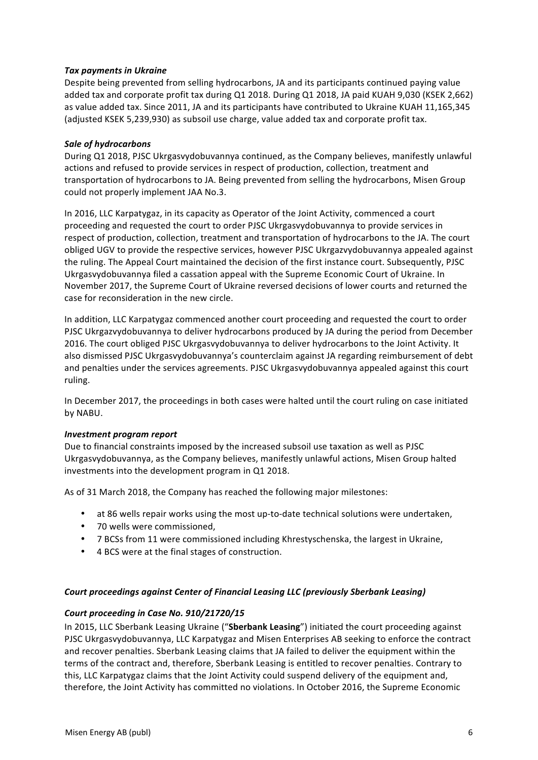***Tax payments in Ukraine***

Despite being prevented from selling hydrocarbons, JA and its participants continued paying value added tax and corporate profit tax during Q1 2018. During Q1 2018, JA paid KUAH 9,030 (KSEK 2,662) as value added tax. Since 2011, JA and its participants have contributed to Ukraine KUAH 11,165,345 (adjusted KSEK 5,239,930) as subsoil use charge, value added tax and corporate profit tax.

***Sale of hydrocarbons***

During Q1 2018, PJSC Ukrgasvydobuvannya continued, as the Company believes, manifestly unlawful actions and refused to provide services in respect of production, collection, treatment and transportation of hydrocarbons to JA. Being prevented from selling the hydrocarbons, Misen Group could not properly implement JAA No.3.

In 2016, LLC Karpatygaz, in its capacity as Operator of the Joint Activity, commenced a court proceeding and requested the court to order PJSC Ukrgasvydobuvannya to provide services in respect of production, collection, treatment and transportation of hydrocarbons to the JA. The court obliged UGV to provide the respective services, however PJSC Ukrgazvydobuvannya appealed against the ruling. The Appeal Court maintained the decision of the first instance court. Subsequently, PJSC Ukrgasvydobuvannya filed a cassation appeal with the Supreme Economic Court of Ukraine. In November 2017, the Supreme Court of Ukraine reversed decisions of lower courts and returned the case for reconsideration in the new circle.

In addition, LLC Karpatygaz commenced another court proceeding and requested the court to order PJSC Ukrgazvydobuvannya to deliver hydrocarbons produced by JA during the period from December 2016. The court obliged PJSC Ukrgasvydobuvannya to deliver hydrocarbons to the Joint Activity. It also dismissed PJSC Ukrgasvydobuvannya's counterclaim against JA regarding reimbursement of debt and penalties under the services agreements. PJSC Ukrgasvydobuvannya appealed against this court ruling.

In December 2017, the proceedings in both cases were halted until the court ruling on case initiated by NABU.

***Investment program report***

Due to financial constraints imposed by the increased subsoil use taxation as well as PJSC Ukrgasvydobuvannya, as the Company believes, manifestly unlawful actions, Misen Group halted investments into the development program in Q1 2018.

As of 31 March 2018, the Company has reached the following major milestones:

- at 86 wells repair works using the most up-to-date technical solutions were undertaken,
- 70 wells were commissioned,
- 7 BCSs from 11 were commissioned including Khrestyschenska, the largest in Ukraine,
- 4 BCS were at the final stages of construction.

***Court proceedings against Center of Financial Leasing LLC (previously Sberbank Leasing)***

***Court proceeding in Case No. 910/21720/15***

In 2015, LLC Sberbank Leasing Ukraine ("**Sberbank Leasing**") initiated the court proceeding against PJSC Ukrgasvydobuvannya, LLC Karpatygaz and Misen Enterprises AB seeking to enforce the contract and recover penalties. Sberbank Leasing claims that JA failed to deliver the equipment within the terms of the contract and, therefore, Sberbank Leasing is entitled to recover penalties. Contrary to this, LLC Karpatygaz claims that the Joint Activity could suspend delivery of the equipment and, therefore, the Joint Activity has committed no violations. In October 2016, the Supreme Economic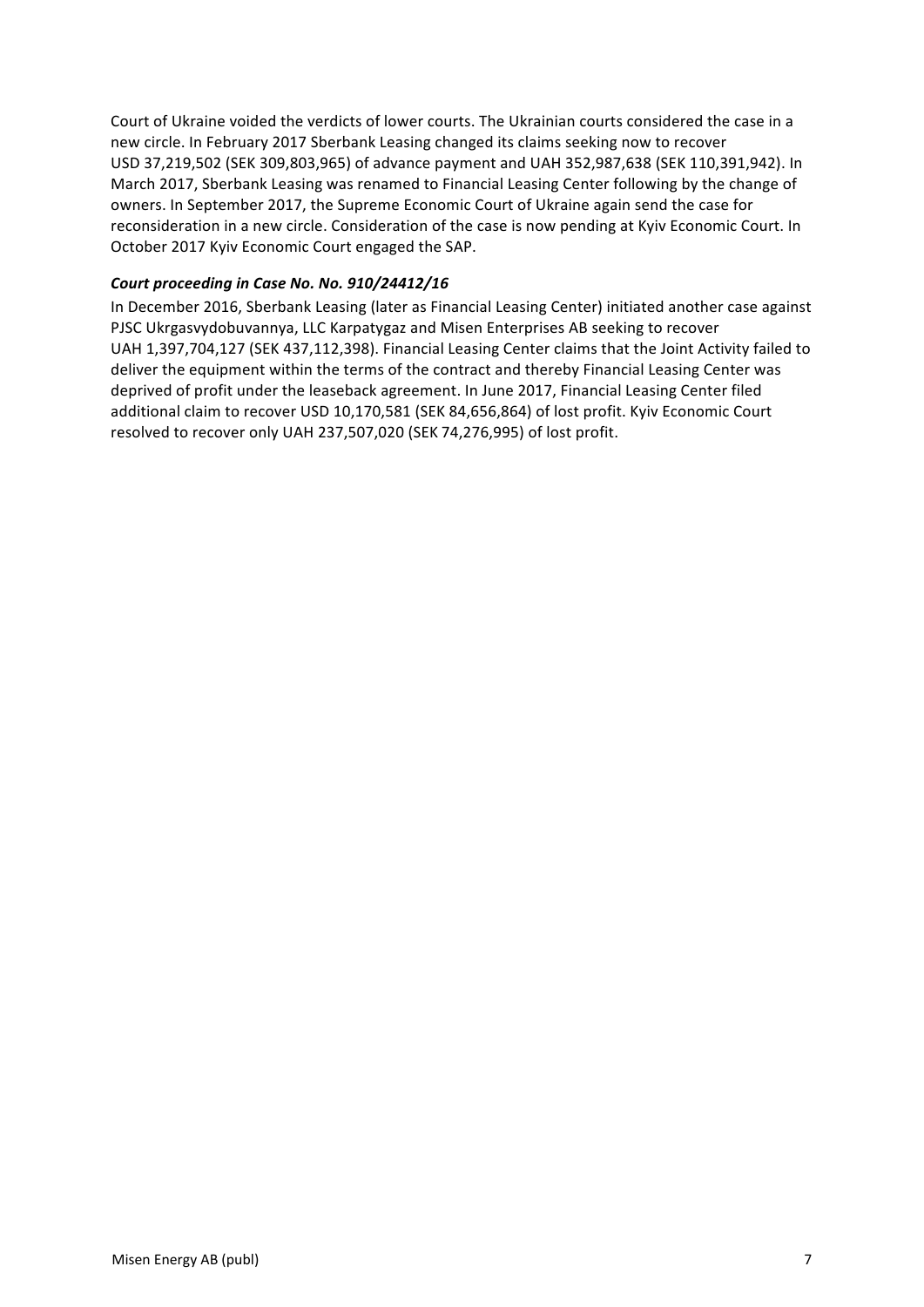Court of Ukraine voided the verdicts of lower courts. The Ukrainian courts considered the case in a new circle. In February 2017 Sberbank Leasing changed its claims seeking now to recover USD 37,219,502 (SEK 309,803,965) of advance payment and UAH 352,987,638 (SEK 110,391,942). In March 2017, Sberbank Leasing was renamed to Financial Leasing Center following by the change of owners. In September 2017, the Supreme Economic Court of Ukraine again send the case for reconsideration in a new circle. Consideration of the case is now pending at Kyiv Economic Court. In October 2017 Kyiv Economic Court engaged the SAP.

***Court proceeding in Case No. No. 910/24412/16***

In December 2016, Sberbank Leasing (later as Financial Leasing Center) initiated another case against PJSC Ukrgasvydobuvannya, LLC Karpatygaz and Misen Enterprises AB seeking to recover UAH 1,397,704,127 (SEK 437,112,398). Financial Leasing Center claims that the Joint Activity failed to deliver the equipment within the terms of the contract and thereby Financial Leasing Center was deprived of profit under the leaseback agreement. In June 2017, Financial Leasing Center filed additional claim to recover USD 10,170,581 (SEK 84,656,864) of lost profit. Kyiv Economic Court resolved to recover only UAH 237,507,020 (SEK 74,276,995) of lost profit.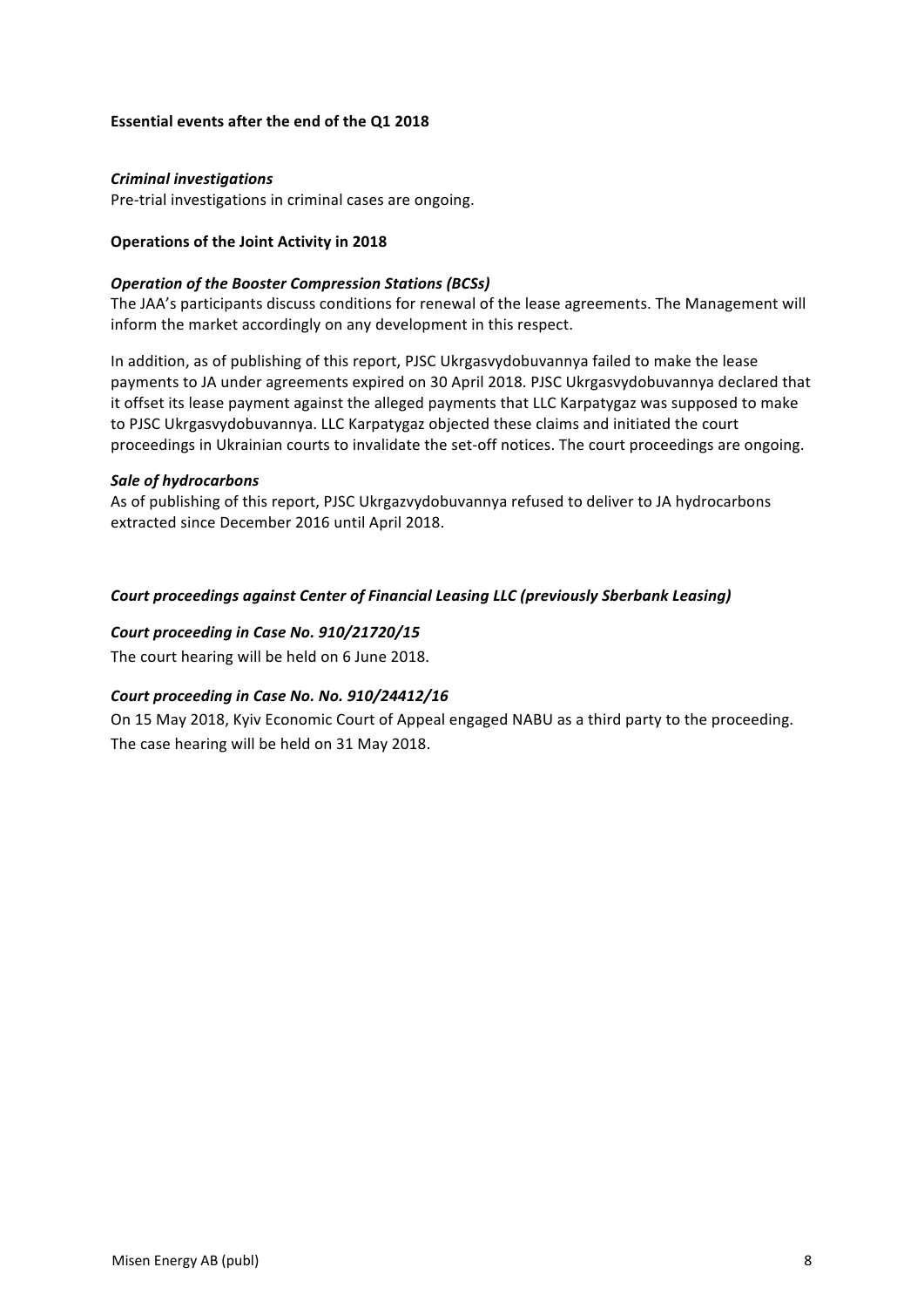**Essential events after the end of the Q1 2018**

***Criminal investigations***

Pre-trial investigations in criminal cases are ongoing.

**Operations of the Joint Activity in 2018**

***Operation of the Booster Compression Stations (BCSs)***

The JAA's participants discuss conditions for renewal of the lease agreements. The Management will inform the market accordingly on any development in this respect.

In addition, as of publishing of this report, PJSC Ukrgasvydobuvannya failed to make the lease payments to JA under agreements expired on 30 April 2018. PJSC Ukrgasvydobuvannya declared that it offset its lease payment against the alleged payments that LLC Karpatygaz was supposed to make to PJSC Ukrgasvydobuvannya. LLC Karpatygaz objected these claims and initiated the court proceedings in Ukrainian courts to invalidate the set-off notices. The court proceedings are ongoing.

***Sale of hydrocarbons***

As of publishing of this report, PJSC Ukrgazvydobuvannya refused to deliver to JA hydrocarbons extracted since December 2016 until April 2018.

***Court proceedings against Center of Financial Leasing LLC (previously Sberbank Leasing)***

***Court proceeding in Case No. 910/21720/15***

The court hearing will be held on 6 June 2018.

***Court proceeding in Case No. No. 910/24412/16***

On 15 May 2018, Kyiv Economic Court of Appeal engaged NABU as a third party to the proceeding. The case hearing will be held on 31 May 2018.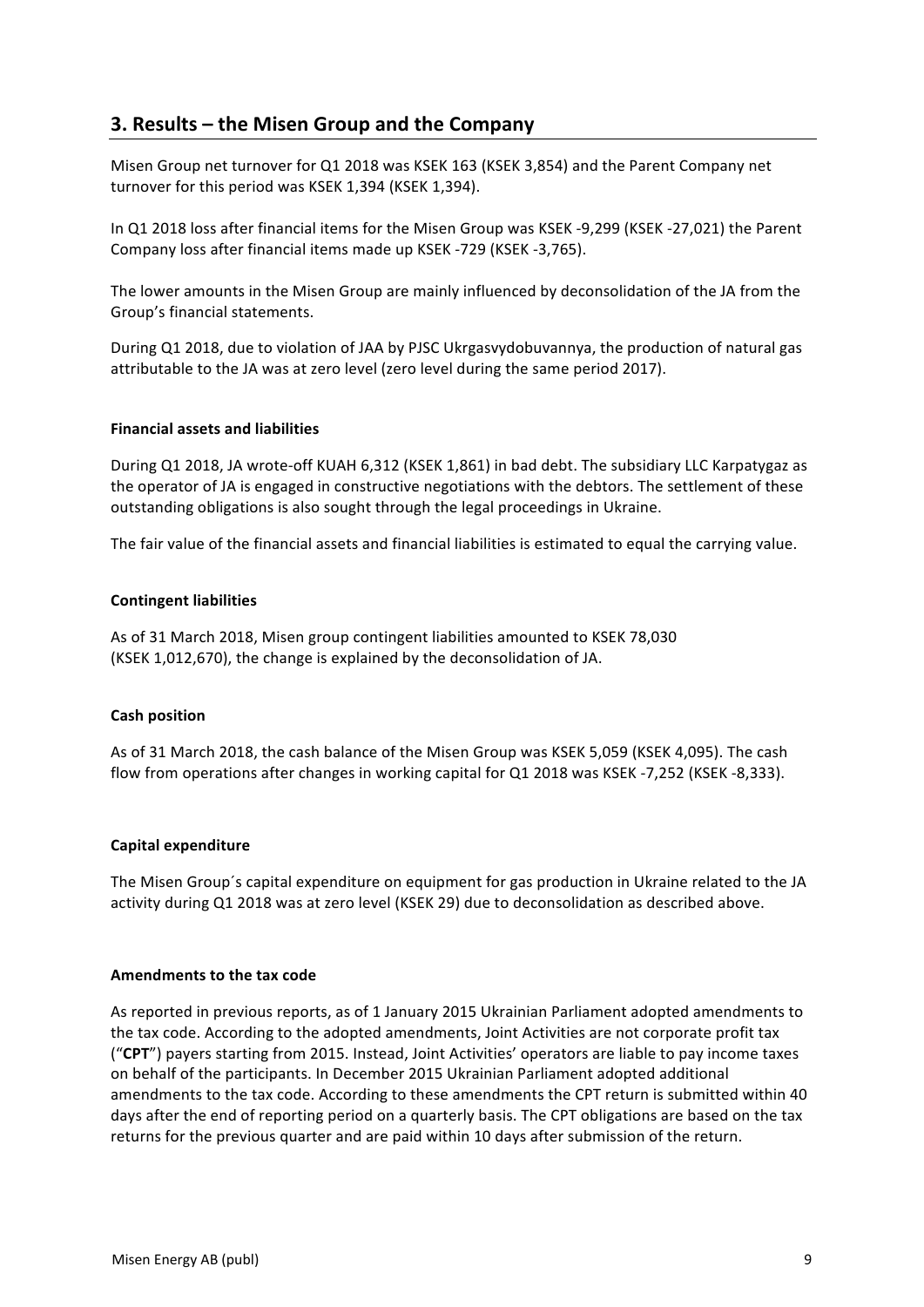## 3. Results – the Misen Group and the Company

Misen Group net turnover for Q1 2018 was KSEK 163 (KSEK 3,854) and the Parent Company net turnover for this period was KSEK 1,394 (KSEK 1,394).

In Q1 2018 loss after financial items for the Misen Group was KSEK -9,299 (KSEK -27,021) the Parent Company loss after financial items made up KSEK -729 (KSEK -3,765).

The lower amounts in the Misen Group are mainly influenced by deconsolidation of the JA from the Group's financial statements.

During Q1 2018, due to violation of JAA by PJSC Ukrgasvydobuvannya, the production of natural gas attributable to the JA was at zero level (zero level during the same period 2017).

**Financial assets and liabilities**

During Q1 2018, JA wrote-off KUAH 6,312 (KSEK 1,861) in bad debt. The subsidiary LLC Karpatygaz as the operator of JA is engaged in constructive negotiations with the debtors. The settlement of these outstanding obligations is also sought through the legal proceedings in Ukraine.

The fair value of the financial assets and financial liabilities is estimated to equal the carrying value.

**Contingent liabilities**

As of 31 March 2018, Misen group contingent liabilities amounted to KSEK 78,030 (KSEK 1,012,670), the change is explained by the deconsolidation of JA.

**Cash position**

As of 31 March 2018, the cash balance of the Misen Group was KSEK 5,059 (KSEK 4,095). The cash flow from operations after changes in working capital for Q1 2018 was KSEK -7,252 (KSEK -8,333).

**Capital expenditure**

The Misen Group´s capital expenditure on equipment for gas production in Ukraine related to the JA activity during Q1 2018 was at zero level (KSEK 29) due to deconsolidation as described above.

**Amendments to the tax code**

As reported in previous reports, as of 1 January 2015 Ukrainian Parliament adopted amendments to the tax code. According to the adopted amendments, Joint Activities are not corporate profit tax ("**CPT**") payers starting from 2015. Instead, Joint Activities' operators are liable to pay income taxes on behalf of the participants. In December 2015 Ukrainian Parliament adopted additional amendments to the tax code. According to these amendments the CPT return is submitted within 40 days after the end of reporting period on a quarterly basis. The CPT obligations are based on the tax returns for the previous quarter and are paid within 10 days after submission of the return.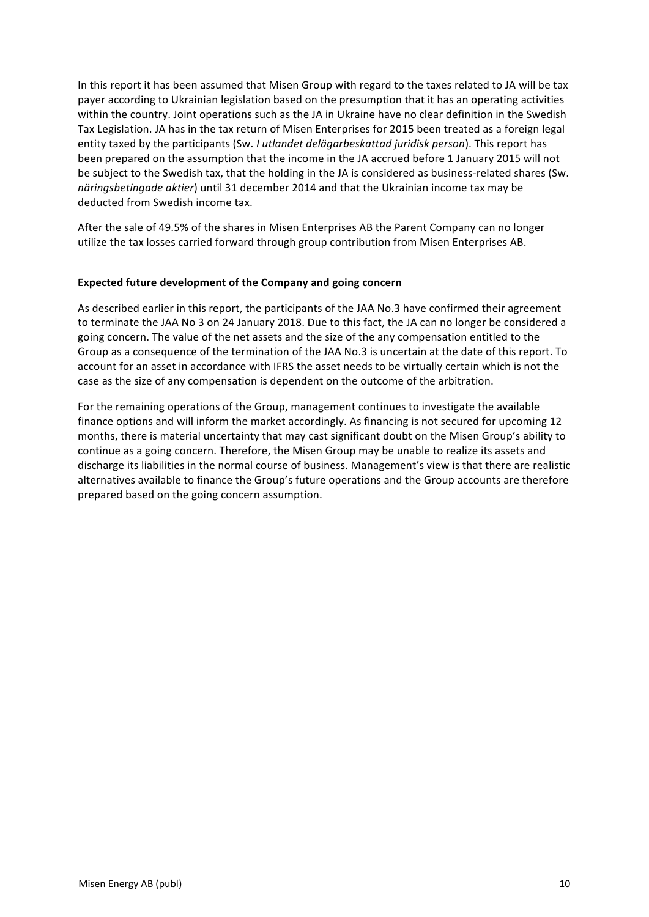In this report it has been assumed that Misen Group with regard to the taxes related to JA will be tax payer according to Ukrainian legislation based on the presumption that it has an operating activities within the country. Joint operations such as the JA in Ukraine have no clear definition in the Swedish Tax Legislation. JA has in the tax return of Misen Enterprises for 2015 been treated as a foreign legal entity taxed by the participants (Sw. *I utlandet delägarbeskattad juridisk person*). This report has been prepared on the assumption that the income in the JA accrued before 1 January 2015 will not be subject to the Swedish tax, that the holding in the JA is considered as business-related shares (Sw. *näringsbetingade aktier*) until 31 december 2014 and that the Ukrainian income tax may be deducted from Swedish income tax.

After the sale of 49.5% of the shares in Misen Enterprises AB the Parent Company can no longer utilize the tax losses carried forward through group contribution from Misen Enterprises AB.

**Expected future development of the Company and going concern**

As described earlier in this report, the participants of the JAA No.3 have confirmed their agreement to terminate the JAA No 3 on 24 January 2018. Due to this fact, the JA can no longer be considered a going concern. The value of the net assets and the size of the any compensation entitled to the Group as a consequence of the termination of the JAA No.3 is uncertain at the date of this report. To account for an asset in accordance with IFRS the asset needs to be virtually certain which is not the case as the size of any compensation is dependent on the outcome of the arbitration.

For the remaining operations of the Group, management continues to investigate the available finance options and will inform the market accordingly. As financing is not secured for upcoming 12 months, there is material uncertainty that may cast significant doubt on the Misen Group's ability to continue as a going concern. Therefore, the Misen Group may be unable to realize its assets and discharge its liabilities in the normal course of business. Management's view is that there are realistic alternatives available to finance the Group's future operations and the Group accounts are therefore prepared based on the going concern assumption.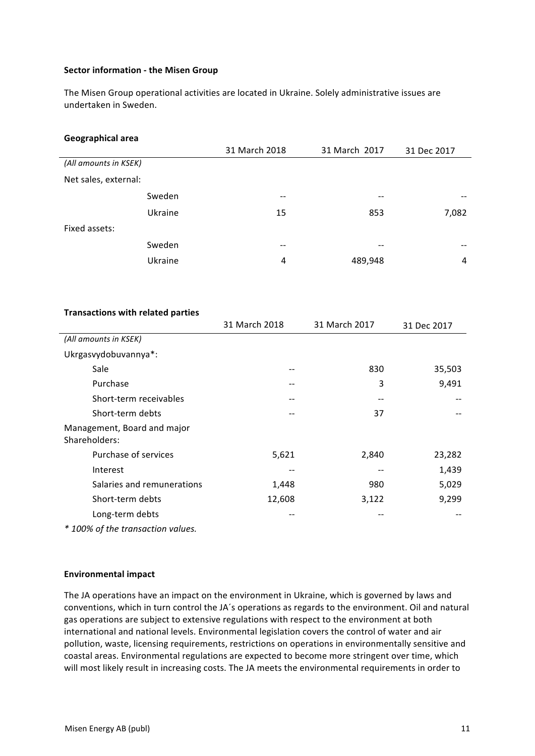**Sector information - the Misen Group**

The Misen Group operational activities are located in Ukraine. Solely administrative issues are undertaken in Sweden.

**Geographical area**

| | | 31 March 2018 | 31 March 2017 | 31 Dec 2017 |
|---|---|---|---|---|
| *(All amounts in KSEK)* | | | | |
| Net sales, external: | | | | |
| | Sweden | -- | -- | -- |
| | Ukraine | 15 | 853 | 7,082 |
| Fixed assets: | | | | |
| | Sweden | -- | -- | -- |
| | Ukraine | 4 | 489,948 | 4 |

**Transactions with related parties**

| | 31 March 2018 | 31 March 2017 | 31 Dec 2017 |
|---|---|---|---|
| *(All amounts in KSEK)* | | | |
| Ukrgasvydobuvannya*: | | | |
| Sale | -- | 830 | 35,503 |
| Purchase | -- | 3 | 9,491 |
| Short-term receivables | -- | -- | -- |
| Short-term debts | -- | 37 | -- |
| Management, Board and major Shareholders: | | | |
| Purchase of services | 5,621 | 2,840 | 23,282 |
| Interest | -- | -- | 1,439 |
| Salaries and remunerations | 1,448 | 980 | 5,029 |
| Short-term debts | 12,608 | 3,122 | 9,299 |
| Long-term debts | -- | -- | -- |

*\* 100% of the transaction values.*

**Environmental impact**

The JA operations have an impact on the environment in Ukraine, which is governed by laws and conventions, which in turn control the JA´s operations as regards to the environment. Oil and natural gas operations are subject to extensive regulations with respect to the environment at both international and national levels. Environmental legislation covers the control of water and air pollution, waste, licensing requirements, restrictions on operations in environmentally sensitive and coastal areas. Environmental regulations are expected to become more stringent over time, which will most likely result in increasing costs. The JA meets the environmental requirements in order to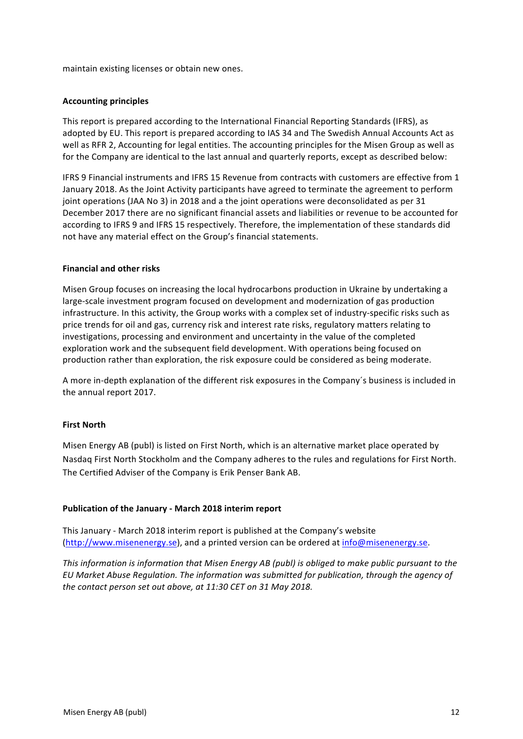maintain existing licenses or obtain new ones.

**Accounting principles**

This report is prepared according to the International Financial Reporting Standards (IFRS), as adopted by EU. This report is prepared according to IAS 34 and The Swedish Annual Accounts Act as well as RFR 2, Accounting for legal entities. The accounting principles for the Misen Group as well as for the Company are identical to the last annual and quarterly reports, except as described below:

IFRS 9 Financial instruments and IFRS 15 Revenue from contracts with customers are effective from 1 January 2018. As the Joint Activity participants have agreed to terminate the agreement to perform joint operations (JAA No 3) in 2018 and a the joint operations were deconsolidated as per 31 December 2017 there are no significant financial assets and liabilities or revenue to be accounted for according to IFRS 9 and IFRS 15 respectively. Therefore, the implementation of these standards did not have any material effect on the Group's financial statements.

**Financial and other risks**

Misen Group focuses on increasing the local hydrocarbons production in Ukraine by undertaking a large-scale investment program focused on development and modernization of gas production infrastructure. In this activity, the Group works with a complex set of industry-specific risks such as price trends for oil and gas, currency risk and interest rate risks, regulatory matters relating to investigations, processing and environment and uncertainty in the value of the completed exploration work and the subsequent field development. With operations being focused on production rather than exploration, the risk exposure could be considered as being moderate.

A more in-depth explanation of the different risk exposures in the Company´s business is included in the annual report 2017.

**First North**

Misen Energy AB (publ) is listed on First North, which is an alternative market place operated by Nasdaq First North Stockholm and the Company adheres to the rules and regulations for First North. The Certified Adviser of the Company is Erik Penser Bank AB.

**Publication of the January - March 2018 interim report**

This January - March 2018 interim report is published at the Company's website (http://www.misenenergy.se), and a printed version can be ordered at info@misenenergy.se.

*This information is information that Misen Energy AB (publ) is obliged to make public pursuant to the EU Market Abuse Regulation. The information was submitted for publication, through the agency of the contact person set out above, at 11:30 CET on 31 May 2018.*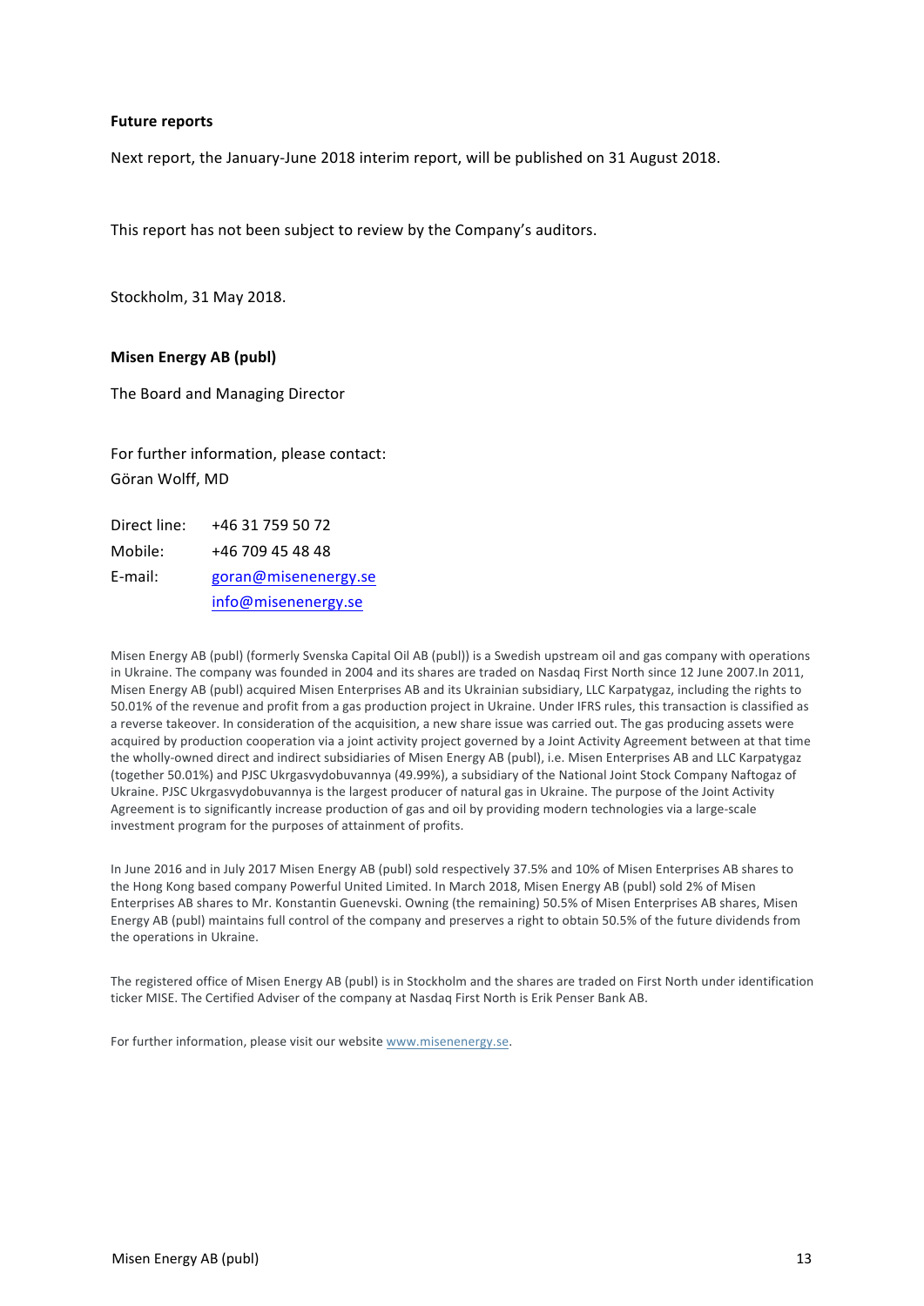**Future reports**

Next report, the January-June 2018 interim report, will be published on 31 August 2018.

This report has not been subject to review by the Company's auditors.

Stockholm, 31 May 2018.

**Misen Energy AB (publ)**

The Board and Managing Director

For further information, please contact:
Göran Wolff, MD

| | |
|---|---|
| Direct line: | +46 31 759 50 72 |
| Mobile: | +46 709 45 48 48 |
| E-mail: | goran@misenenergy.se |
| | info@misenenergy.se |

Misen Energy AB (publ) (formerly Svenska Capital Oil AB (publ)) is a Swedish upstream oil and gas company with operations in Ukraine. The company was founded in 2004 and its shares are traded on Nasdaq First North since 12 June 2007.In 2011, Misen Energy AB (publ) acquired Misen Enterprises AB and its Ukrainian subsidiary, LLC Karpatygaz, including the rights to 50.01% of the revenue and profit from a gas production project in Ukraine. Under IFRS rules, this transaction is classified as a reverse takeover. In consideration of the acquisition, a new share issue was carried out. The gas producing assets were acquired by production cooperation via a joint activity project governed by a Joint Activity Agreement between at that time the wholly-owned direct and indirect subsidiaries of Misen Energy AB (publ), i.e. Misen Enterprises AB and LLC Karpatygaz (together 50.01%) and PJSC Ukrgasvydobuvannya (49.99%), a subsidiary of the National Joint Stock Company Naftogaz of Ukraine. PJSC Ukrgasvydobuvannya is the largest producer of natural gas in Ukraine. The purpose of the Joint Activity Agreement is to significantly increase production of gas and oil by providing modern technologies via a large-scale investment program for the purposes of attainment of profits.

In June 2016 and in July 2017 Misen Energy AB (publ) sold respectively 37.5% and 10% of Misen Enterprises AB shares to the Hong Kong based company Powerful United Limited. In March 2018, Misen Energy AB (publ) sold 2% of Misen Enterprises AB shares to Mr. Konstantin Guenevski. Owning (the remaining) 50.5% of Misen Enterprises AB shares, Misen Energy AB (publ) maintains full control of the company and preserves a right to obtain 50.5% of the future dividends from the operations in Ukraine.

The registered office of Misen Energy AB (publ) is in Stockholm and the shares are traded on First North under identification ticker MISE. The Certified Adviser of the company at Nasdaq First North is Erik Penser Bank AB.

For further information, please visit our website www.misenenergy.se.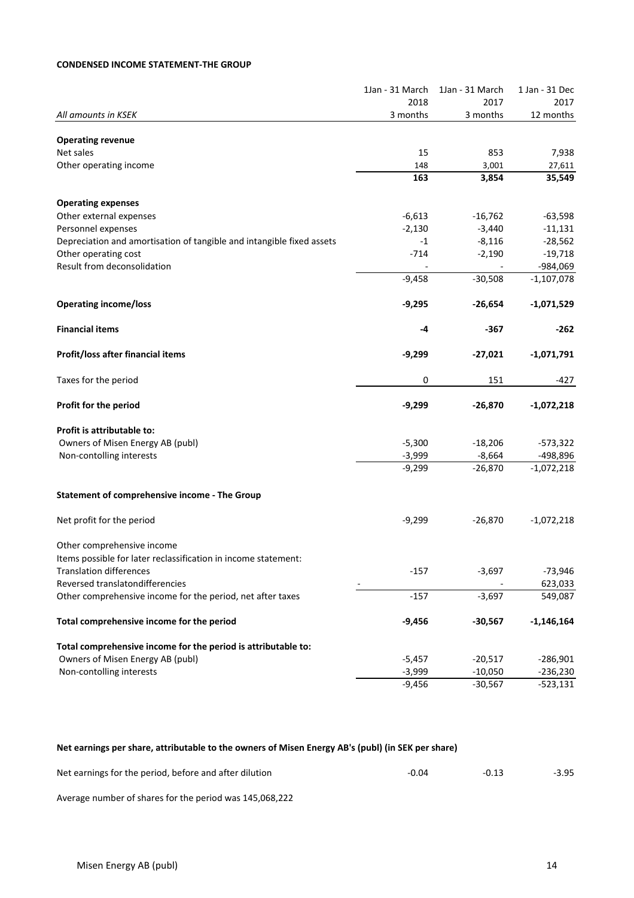**CONDENSED INCOME STATEMENT-THE GROUP**

| *All amounts in KSEK* | 1Jan - 31 March 2018 3 months | 1Jan - 31 March 2017 3 months | 1 Jan - 31 Dec 2017 12 months |
|---|---|---|---|
| **Operating revenue** | | | |
| Net sales | 15 | 853 | 7,938 |
| Other operating income | 148 | 3,001 | 27,611 |
| | **163** | **3,854** | **35,549** |
| **Operating expenses** | | | |
| Other external expenses | -6,613 | -16,762 | -63,598 |
| Personnel expenses | -2,130 | -3,440 | -11,131 |
| Depreciation and amortisation of tangible and intangible fixed assets | -1 | -8,116 | -28,562 |
| Other operating cost | -714 | -2,190 | -19,718 |
| Result from deconsolidation | - | - | -984,069 |
| | -9,458 | -30,508 | -1,107,078 |
| **Operating income/loss** | **-9,295** | **-26,654** | **-1,071,529** |
| **Financial items** | **-4** | **-367** | **-262** |
| **Profit/loss after financial items** | **-9,299** | **-27,021** | **-1,071,791** |
| Taxes for the period | 0 | 151 | -427 |
| **Profit for the period** | **-9,299** | **-26,870** | **-1,072,218** |
| **Profit is attributable to:** | | | |
| Owners of Misen Energy AB (publ) | -5,300 | -18,206 | -573,322 |
| Non-contolling interests | -3,999 | -8,664 | -498,896 |
| | -9,299 | -26,870 | -1,072,218 |
| **Statement of comprehensive income - The Group** | | | |
| Net profit for the period | -9,299 | -26,870 | -1,072,218 |
| Other comprehensive income | | | |
| Items possible for later reclassification in income statement: | | | |
| Translation differences | -157 | -3,697 | -73,946 |
| Reversed translatondifferencies | - | - | 623,033 |
| Other comprehensive income for the period, net after taxes | -157 | -3,697 | 549,087 |
| **Total comprehensive income for the period** | **-9,456** | **-30,567** | **-1,146,164** |
| **Total comprehensive income for the period is attributable to:** | | | |
| Owners of Misen Energy AB (publ) | -5,457 | -20,517 | -286,901 |
| Non-contolling interests | -3,999 | -10,050 | -236,230 |
| | -9,456 | -30,567 | -523,131 |

**Net earnings per share, attributable to the owners of Misen Energy AB's (publ) (in SEK per share)**

| | | | |
|---|---|---|---|
| Net earnings for the period, before and after dilution | -0.04 | -0.13 | -3.95 |

Average number of shares for the period was 145,068,222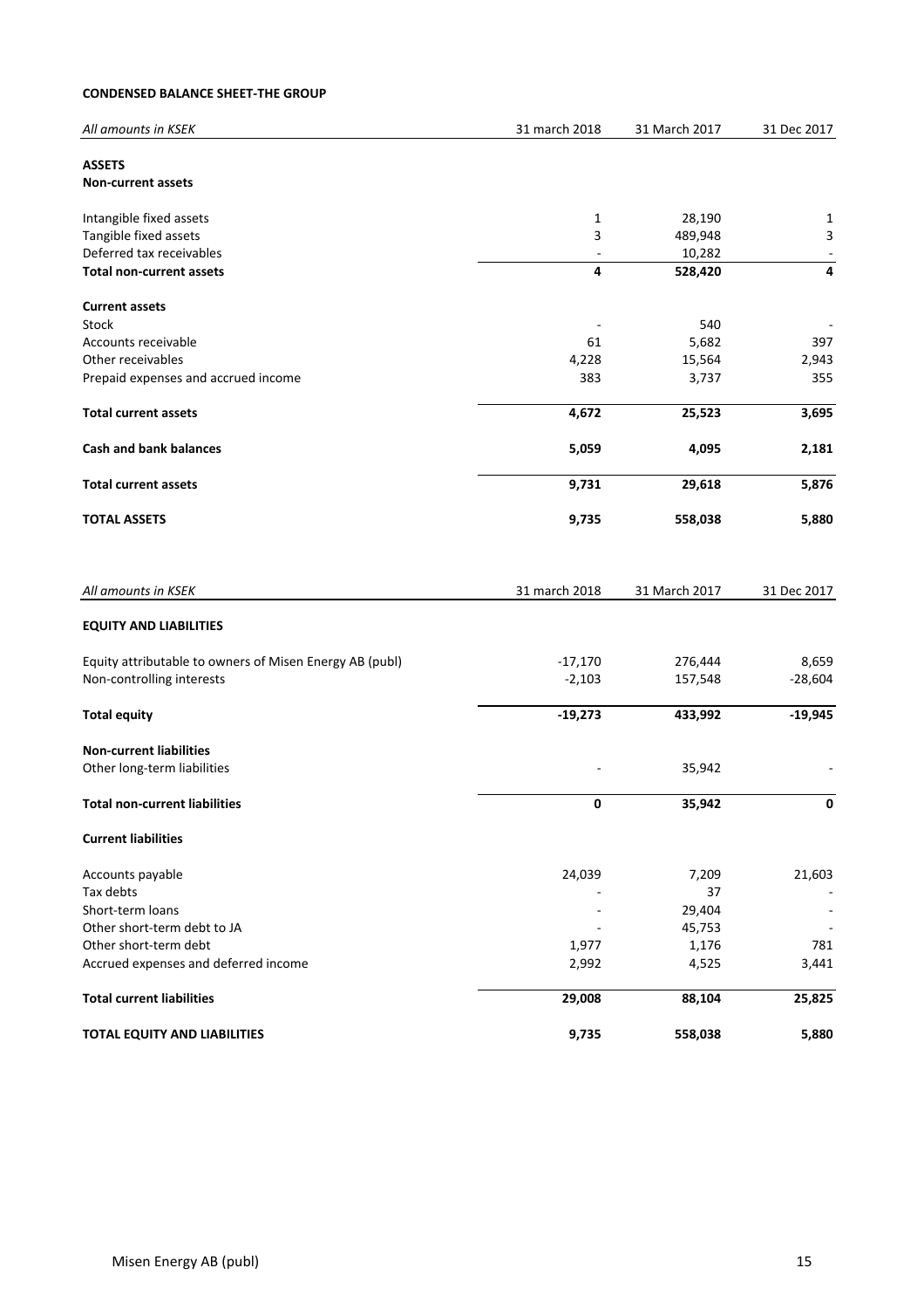**CONDENSED BALANCE SHEET-THE GROUP**

| *All amounts in KSEK* | 31 march 2018 | 31 March 2017 | 31 Dec 2017 |
|---|---|---|---|
| **ASSETS** | | | |
| **Non-current assets** | | | |
| Intangible fixed assets | 1 | 28,190 | 1 |
| Tangible fixed assets | 3 | 489,948 | 3 |
| Deferred tax receivables | - | 10,282 | - |
| **Total non-current assets** | **4** | **528,420** | **4** |
| **Current assets** | | | |
| Stock | - | 540 | - |
| Accounts receivable | 61 | 5,682 | 397 |
| Other receivables | 4,228 | 15,564 | 2,943 |
| Prepaid expenses and accrued income | 383 | 3,737 | 355 |
| **Total current assets** | **4,672** | **25,523** | **3,695** |
| **Cash and bank balances** | **5,059** | **4,095** | **2,181** |
| **Total current assets** | **9,731** | **29,618** | **5,876** |
| **TOTAL ASSETS** | **9,735** | **558,038** | **5,880** |

| *All amounts in KSEK* | 31 march 2018 | 31 March 2017 | 31 Dec 2017 |
|---|---|---|---|
| **EQUITY AND LIABILITIES** | | | |
| Equity attributable to owners of Misen Energy AB (publ) | -17,170 | 276,444 | 8,659 |
| Non-controlling interests | -2,103 | 157,548 | -28,604 |
| **Total equity** | **-19,273** | **433,992** | **-19,945** |
| **Non-current liabilities** | | | |
| Other long-term liabilities | - | 35,942 | - |
| **Total non-current liabilities** | **0** | **35,942** | **0** |
| **Current liabilities** | | | |
| Accounts payable | 24,039 | 7,209 | 21,603 |
| Tax debts | - | 37 | - |
| Short-term loans | - | 29,404 | - |
| Other short-term debt to JA | - | 45,753 | - |
| Other short-term debt | 1,977 | 1,176 | 781 |
| Accrued expenses and deferred income | 2,992 | 4,525 | 3,441 |
| **Total current liabilities** | **29,008** | **88,104** | **25,825** |
| **TOTAL EQUITY AND LIABILITIES** | **9,735** | **558,038** | **5,880** |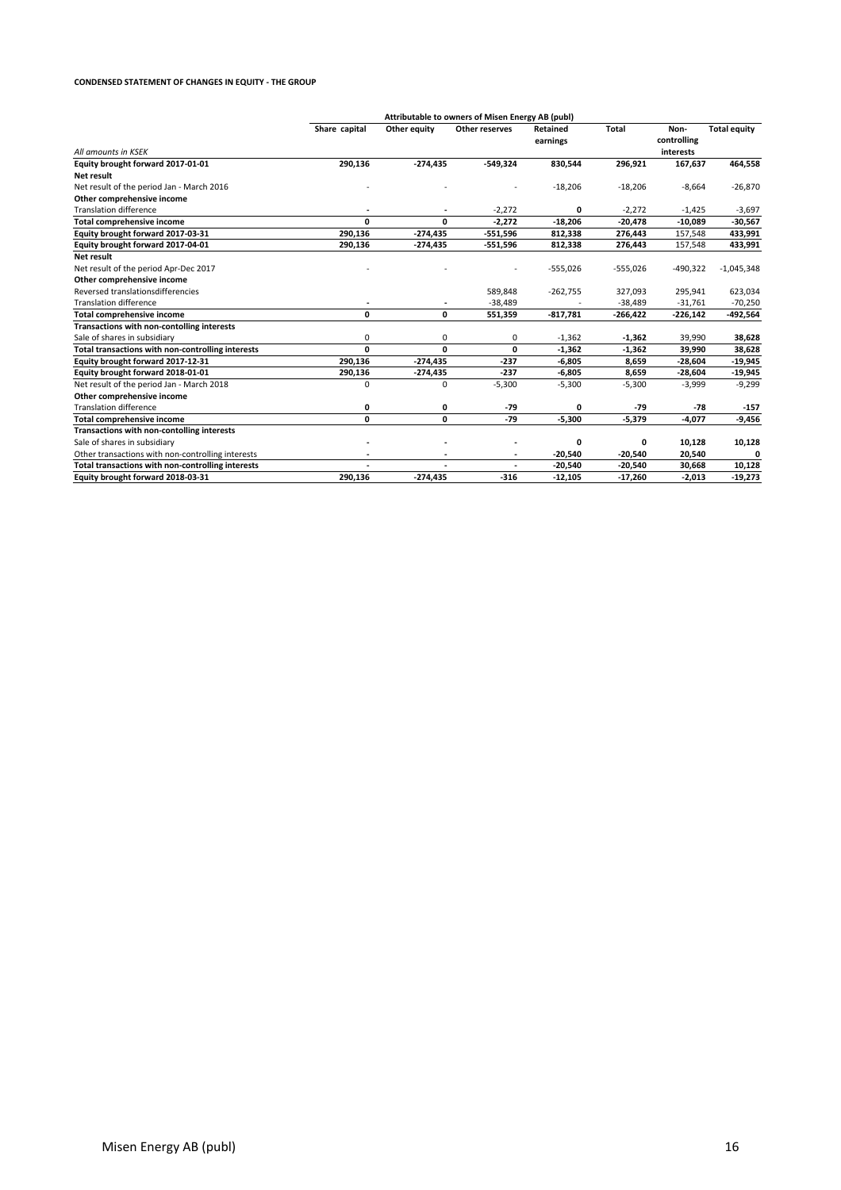**CONDENSED STATEMENT OF CHANGES IN EQUITY - THE GROUP**

| | Attributable to owners of Misen Energy AB (publ) | | | | | | |
|---|---|---|---|---|---|---|---|
| *All amounts in KSEK* | Share capital | Other equity | Other reserves | Retained earnings | Total | Non-controlling interests | Total equity |
| **Equity brought forward 2017-01-01** | **290,136** | **-274,435** | **-549,324** | **830,544** | **296,921** | **167,637** | **464,558** |
| **Net result** | | | | | | | |
| Net result of the period Jan - March 2016 | - | - | - | -18,206 | -18,206 | -8,664 | -26,870 |
| **Other comprehensive income** | | | | | | | |
| Translation difference | - | - | -2,272 | 0 | -2,272 | -1,425 | -3,697 |
| **Total comprehensive income** | **0** | **0** | **-2,272** | **-18,206** | **-20,478** | **-10,089** | **-30,567** |
| **Equity brought forward 2017-03-31** | **290,136** | **-274,435** | **-551,596** | **812,338** | **276,443** | **157,548** | **433,991** |
| **Equity brought forward 2017-04-01** | **290,136** | **-274,435** | **-551,596** | **812,338** | **276,443** | 157,548 | **433,991** |
| **Net result** | | | | | | | |
| Net result of the period Apr-Dec 2017 | - | - | - | -555,026 | -555,026 | -490,322 | -1,045,348 |
| **Other comprehensive income** | | | | | | | |
| Reversed translationsdifferencies | | | 589,848 | -262,755 | 327,093 | 295,941 | 623,034 |
| Translation difference | - | - | -38,489 | - | -38,489 | -31,761 | -70,250 |
| **Total comprehensive income** | **0** | **0** | **551,359** | **-817,781** | **-266,422** | **-226,142** | **-492,564** |
| **Transactions with non-contolling interests** | | | | | | | |
| Sale of shares in subsidiary | 0 | 0 | 0 | -1,362 | **-1,362** | 39,990 | **38,628** |
| **Total transactions with non-controlling interests** | **0** | **0** | **0** | **-1,362** | **-1,362** | **39,990** | **38,628** |
| **Equity brought forward 2017-12-31** | **290,136** | **-274,435** | **-237** | **-6,805** | **8,659** | **-28,604** | **-19,945** |
| **Equity brought forward 2018-01-01** | **290,136** | **-274,435** | **-237** | **-6,805** | **8,659** | **-28,604** | **-19,945** |
| Net result of the period Jan - March 2018 | 0 | 0 | -5,300 | -5,300 | -5,300 | -3,999 | -9,299 |
| **Other comprehensive income** | | | | | | | |
| Translation difference | **0** | **0** | **-79** | **0** | **-79** | **-78** | **-157** |
| **Total comprehensive income** | **0** | **0** | **-79** | **-5,300** | **-5,379** | **-4,077** | **-9,456** |
| **Transactions with non-contolling interests** | | | | | | | |
| Sale of shares in subsidiary | - | - | - | **0** | **0** | **10,128** | **10,128** |
| Other transactions with non-controlling interests | - | - | - | **-20,540** | **-20,540** | **20,540** | **0** |
| **Total transactions with non-controlling interests** | **-** | **-** | **-** | **-20,540** | **-20,540** | **30,668** | **10,128** |
| **Equity brought forward 2018-03-31** | **290,136** | **-274,435** | **-316** | **-12,105** | **-17,260** | **-2,013** | **-19,273** |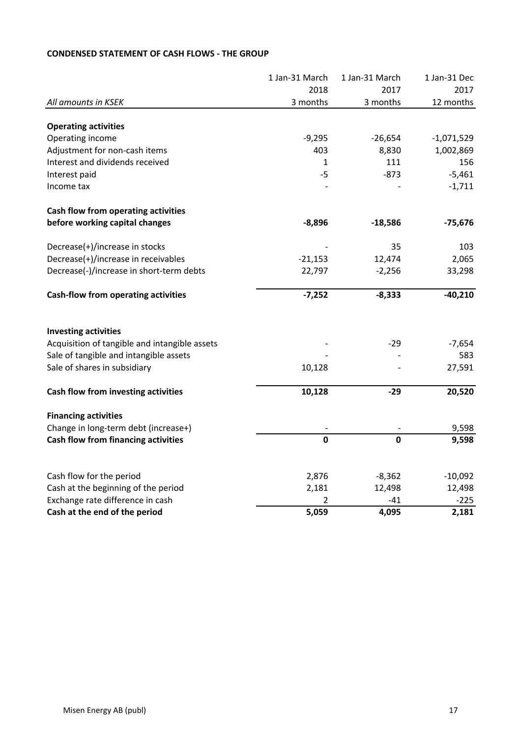**CONDENSED STATEMENT OF CASH FLOWS - THE GROUP**

| *All amounts in KSEK* | 1 Jan-31 March 2018 3 months | 1 Jan-31 March 2017 3 months | 1 Jan-31 Dec 2017 12 months |
|---|---|---|---|
| **Operating activities** | | | |
| Operating income | -9,295 | -26,654 | -1,071,529 |
| Adjustment for non-cash items | 403 | 8,830 | 1,002,869 |
| Interest and dividends received | 1 | 111 | 156 |
| Interest paid | -5 | -873 | -5,461 |
| Income tax | - | - | -1,711 |
| **Cash flow from operating activities before working capital changes** | **-8,896** | **-18,586** | **-75,676** |
| Decrease(+)/increase in stocks | - | 35 | 103 |
| Decrease(+)/increase in receivables | -21,153 | 12,474 | 2,065 |
| Decrease(-)/increase in short-term debts | 22,797 | -2,256 | 33,298 |
| **Cash-flow from operating activities** | **-7,252** | **-8,333** | **-40,210** |
| **Investing activities** | | | |
| Acquisition of tangible and intangible assets | - | -29 | -7,654 |
| Sale of tangible and intangible assets | - | - | 583 |
| Sale of shares in subsidiary | 10,128 | - | 27,591 |
| **Cash flow from investing activities** | **10,128** | **-29** | **20,520** |
| **Financing activities** | | | |
| Change in long-term debt (increase+) | - | - | 9,598 |
| **Cash flow from financing activities** | **0** | **0** | **9,598** |
| Cash flow for the period | 2,876 | -8,362 | -10,092 |
| Cash at the beginning of the period | 2,181 | 12,498 | 12,498 |
| Exchange rate difference in cash | 2 | -41 | -225 |
| **Cash at the end of the period** | **5,059** | **4,095** | **2,181** |

Misen Energy AB (publ)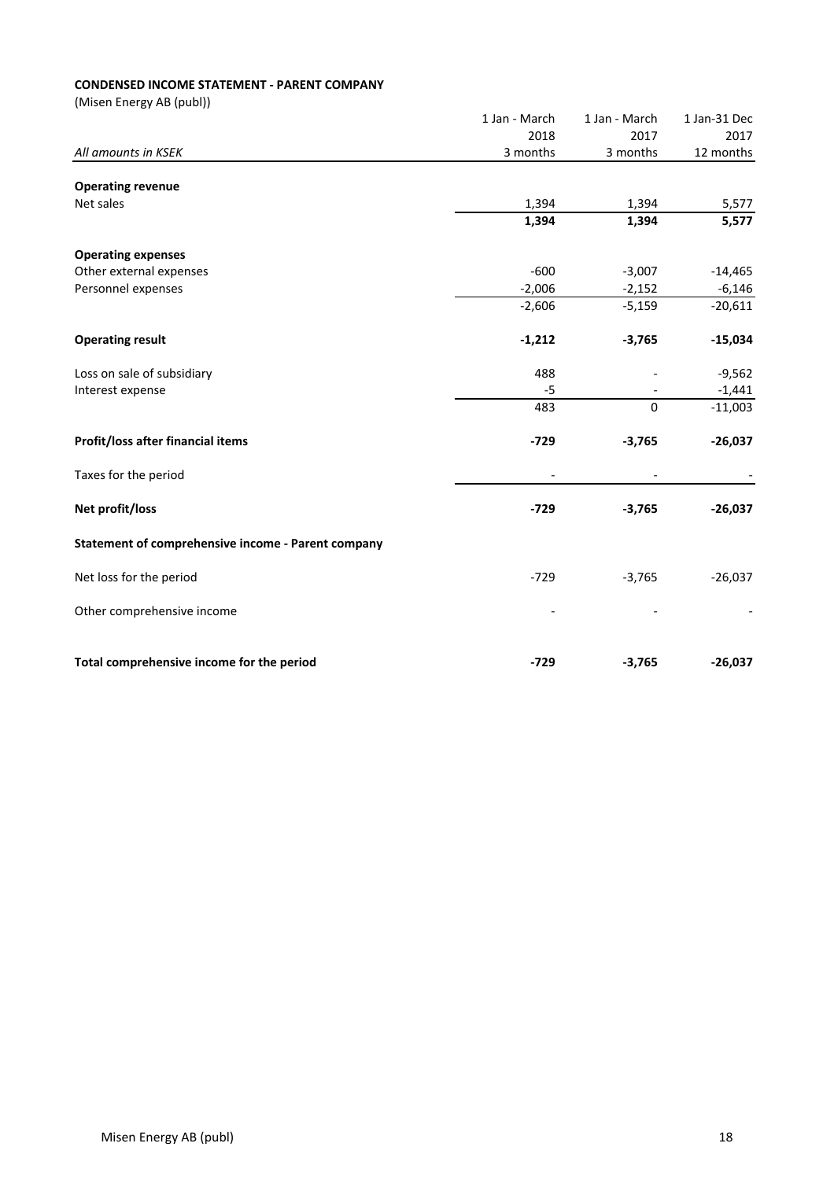**CONDENSED INCOME STATEMENT - PARENT COMPANY**

(Misen Energy AB (publ))

| *All amounts in KSEK* | 1 Jan - March 2018 3 months | 1 Jan - March 2017 3 months | 1 Jan-31 Dec 2017 12 months |
|---|---|---|---|
| **Operating revenue** | | | |
| Net sales | 1,394 | 1,394 | 5,577 |
| | **1,394** | **1,394** | **5,577** |
| **Operating expenses** | | | |
| Other external expenses | -600 | -3,007 | -14,465 |
| Personnel expenses | -2,006 | -2,152 | -6,146 |
| | -2,606 | -5,159 | -20,611 |
| **Operating result** | **-1,212** | **-3,765** | **-15,034** |
| Loss on sale of subsidiary | 488 | - | -9,562 |
| Interest expense | -5 | - | -1,441 |
| | 483 | 0 | -11,003 |
| **Profit/loss after financial items** | **-729** | **-3,765** | **-26,037** |
| Taxes for the period | - | - | - |
| **Net profit/loss** | **-729** | **-3,765** | **-26,037** |
| **Statement of comprehensive income - Parent company** | | | |
| Net loss for the period | -729 | -3,765 | -26,037 |
| Other comprehensive income | - | - | - |
| **Total comprehensive income for the period** | **-729** | **-3,765** | **-26,037** |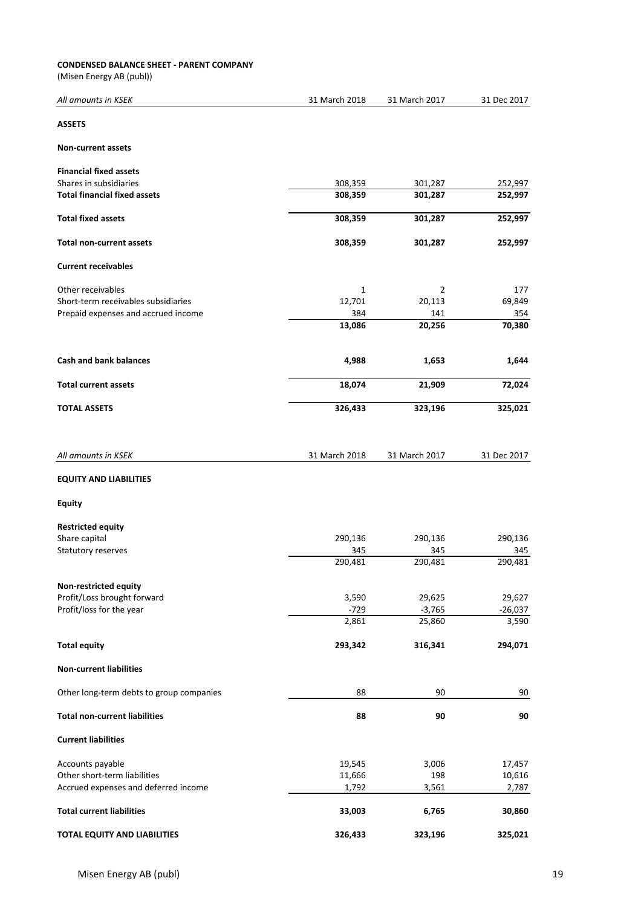**CONDENSED BALANCE SHEET - PARENT COMPANY**
(Misen Energy AB (publ))

| *All amounts in KSEK* | 31 March 2018 | 31 March 2017 | 31 Dec 2017 |
|---|---|---|---|
| **ASSETS** | | | |
| **Non-current assets** | | | |
| **Financial fixed assets** | | | |
| Shares in subsidiaries | 308,359 | 301,287 | 252,997 |
| **Total financial fixed assets** | **308,359** | **301,287** | **252,997** |
| **Total fixed assets** | **308,359** | **301,287** | **252,997** |
| **Total non-current assets** | **308,359** | **301,287** | **252,997** |
| **Current receivables** | | | |
| Other receivables | 1 | 2 | 177 |
| Short-term receivables subsidiaries | 12,701 | 20,113 | 69,849 |
| Prepaid expenses and accrued income | 384 | 141 | 354 |
| | **13,086** | **20,256** | **70,380** |
| **Cash and bank balances** | **4,988** | **1,653** | **1,644** |
| **Total current assets** | **18,074** | **21,909** | **72,024** |
| **TOTAL ASSETS** | **326,433** | **323,196** | **325,021** |

| *All amounts in KSEK* | 31 March 2018 | 31 March 2017 | 31 Dec 2017 |
|---|---|---|---|
| **EQUITY AND LIABILITIES** | | | |
| **Equity** | | | |
| **Restricted equity** | | | |
| Share capital | 290,136 | 290,136 | 290,136 |
| Statutory reserves | 345 | 345 | 345 |
| | 290,481 | 290,481 | 290,481 |
| **Non-restricted equity** | | | |
| Profit/Loss brought forward | 3,590 | 29,625 | 29,627 |
| Profit/loss for the year | -729 | -3,765 | -26,037 |
| | 2,861 | 25,860 | 3,590 |
| **Total equity** | **293,342** | **316,341** | **294,071** |
| **Non-current liabilities** | | | |
| Other long-term debts to group companies | 88 | 90 | 90 |
| **Total non-current liabilities** | **88** | **90** | **90** |
| **Current liabilities** | | | |
| Accounts payable | 19,545 | 3,006 | 17,457 |
| Other short-term liabilities | 11,666 | 198 | 10,616 |
| Accrued expenses and deferred income | 1,792 | 3,561 | 2,787 |
| **Total current liabilities** | **33,003** | **6,765** | **30,860** |
| **TOTAL EQUITY AND LIABILITIES** | **326,433** | **323,196** | **325,021** |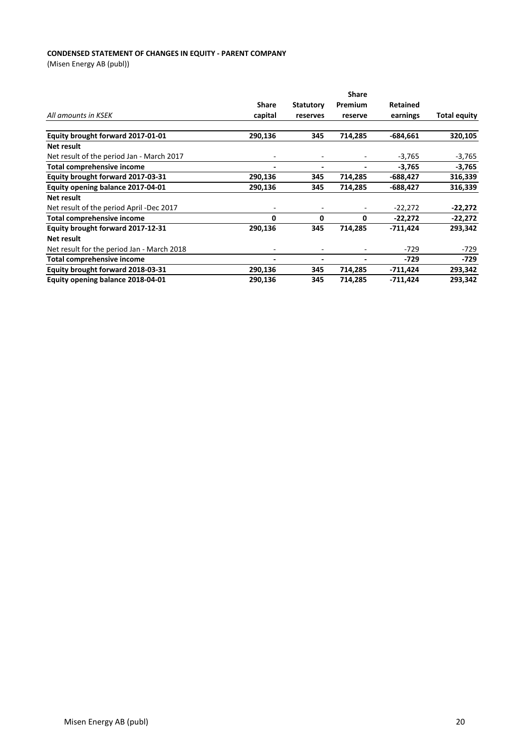**CONDENSED STATEMENT OF CHANGES IN EQUITY - PARENT COMPANY**

(Misen Energy AB (publ))

| *All amounts in KSEK* | Share capital | Statutory reserves | Share Premium reserve | Retained earnings | Total equity |
|---|---|---|---|---|---|
| **Equity brought forward 2017-01-01** | **290,136** | **345** | **714,285** | **-684,661** | **320,105** |
| **Net result** | | | | | |
| Net result of the period Jan - March 2017 | - | - | - | -3,765 | -3,765 |
| **Total comprehensive income** | **-** | **-** | **-** | **-3,765** | **-3,765** |
| **Equity brought forward 2017-03-31** | **290,136** | **345** | **714,285** | **-688,427** | **316,339** |
| **Equity opening balance 2017-04-01** | **290,136** | **345** | **714,285** | **-688,427** | **316,339** |
| **Net result** | | | | | |
| Net result of the period April -Dec 2017 | - | - | - | -22,272 | **-22,272** |
| **Total comprehensive income** | **0** | **0** | **0** | **-22,272** | **-22,272** |
| **Equity brought forward 2017-12-31** | **290,136** | **345** | **714,285** | **-711,424** | **293,342** |
| **Net result** | | | | | |
| Net result for the period Jan - March 2018 | - | - | - | -729 | -729 |
| **Total comprehensive income** | **-** | **-** | **-** | **-729** | **-729** |
| **Equity brought forward 2018-03-31** | **290,136** | **345** | **714,285** | **-711,424** | **293,342** |
| **Equity opening balance 2018-04-01** | **290,136** | **345** | **714,285** | **-711,424** | **293,342** |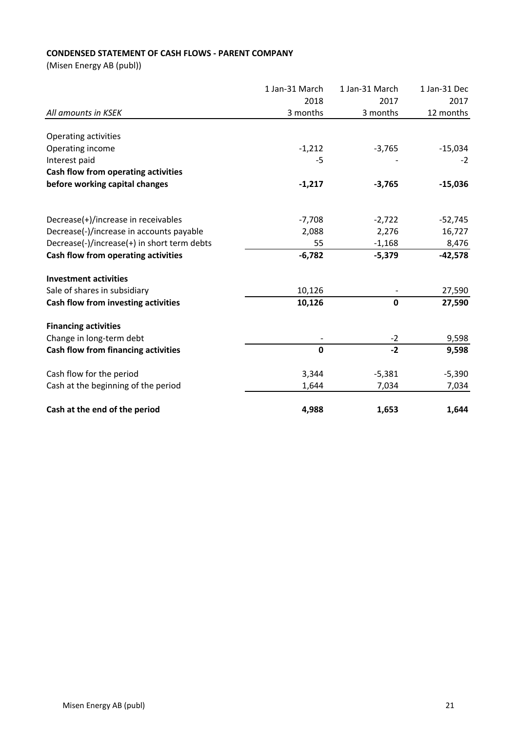**CONDENSED STATEMENT OF CASH FLOWS - PARENT COMPANY**

(Misen Energy AB (publ))

| *All amounts in KSEK* | 1 Jan-31 March 2018 3 months | 1 Jan-31 March 2017 3 months | 1 Jan-31 Dec 2017 12 months |
|---|---|---|---|
| Operating activities | | | |
| Operating income | -1,212 | -3,765 | -15,034 |
| Interest paid | -5 | - | -2 |
| **Cash flow from operating activities before working capital changes** | **-1,217** | **-3,765** | **-15,036** |
| Decrease(+)/increase in receivables | -7,708 | -2,722 | -52,745 |
| Decrease(-)/increase in accounts payable | 2,088 | 2,276 | 16,727 |
| Decrease(-)/increase(+) in short term debts | 55 | -1,168 | 8,476 |
| **Cash flow from operating activities** | **-6,782** | **-5,379** | **-42,578** |
| **Investment activities** | | | |
| Sale of shares in subsidiary | 10,126 | - | 27,590 |
| **Cash flow from investing activities** | **10,126** | **0** | **27,590** |
| **Financing activities** | | | |
| Change in long-term debt | - | -2 | 9,598 |
| **Cash flow from financing activities** | **0** | **-2** | **9,598** |
| Cash flow for the period | 3,344 | -5,381 | -5,390 |
| Cash at the beginning of the period | 1,644 | 7,034 | 7,034 |
| **Cash at the end of the period** | **4,988** | **1,653** | **1,644** |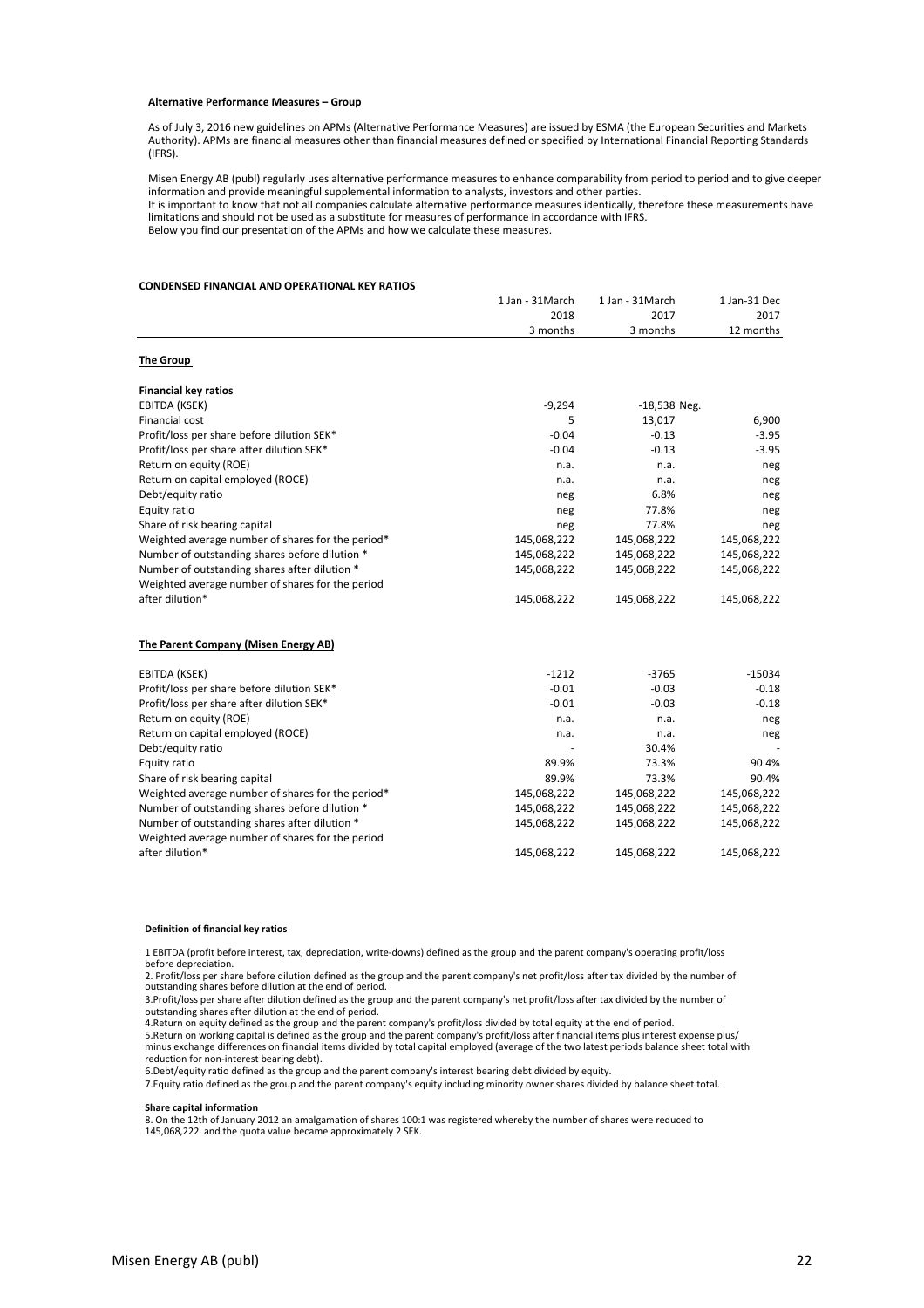**Alternative Performance Measures – Group**

As of July 3, 2016 new guidelines on APMs (Alternative Performance Measures) are issued by ESMA (the European Securities and Markets Authority). APMs are financial measures other than financial measures defined or specified by International Financial Reporting Standards (IFRS).

Misen Energy AB (publ) regularly uses alternative performance measures to enhance comparability from period to period and to give deeper information and provide meaningful supplemental information to analysts, investors and other parties.
It is important to know that not all companies calculate alternative performance measures identically, therefore these measurements have limitations and should not be used as a substitute for measures of performance in accordance with IFRS.
Below you find our presentation of the APMs and how we calculate these measures.

**CONDENSED FINANCIAL AND OPERATIONAL KEY RATIOS**

| | 1 Jan - 31March 2018 3 months | 1 Jan - 31March 2017 3 months | 1 Jan-31 Dec 2017 12 months |
|---|---|---|---|
| **The Group** | | | |
| **Financial key ratios** | | | |
| EBITDA (KSEK) | -9,294 | -18,538 Neg. | |
| Financial cost | 5 | 13,017 | 6,900 |
| Profit/loss per share before dilution SEK* | -0.04 | -0.13 | -3.95 |
| Profit/loss per share after dilution SEK* | -0.04 | -0.13 | -3.95 |
| Return on equity (ROE) | n.a. | n.a. | neg |
| Return on capital employed (ROCE) | n.a. | n.a. | neg |
| Debt/equity ratio | neg | 6.8% | neg |
| Equity ratio | neg | 77.8% | neg |
| Share of risk bearing capital | neg | 77.8% | neg |
| Weighted average number of shares for the period* | 145,068,222 | 145,068,222 | 145,068,222 |
| Number of outstanding shares before dilution * | 145,068,222 | 145,068,222 | 145,068,222 |
| Number of outstanding shares after dilution * | 145,068,222 | 145,068,222 | 145,068,222 |
| Weighted average number of shares for the period after dilution* | 145,068,222 | 145,068,222 | 145,068,222 |
| **The Parent Company (Misen Energy AB)** | | | |
| EBITDA (KSEK) | -1212 | -3765 | -15034 |
| Profit/loss per share before dilution SEK* | -0.01 | -0.03 | -0.18 |
| Profit/loss per share after dilution SEK* | -0.01 | -0.03 | -0.18 |
| Return on equity (ROE) | n.a. | n.a. | neg |
| Return on capital employed (ROCE) | n.a. | n.a. | neg |
| Debt/equity ratio | - | 30.4% | - |
| Equity ratio | 89.9% | 73.3% | 90.4% |
| Share of risk bearing capital | 89.9% | 73.3% | 90.4% |
| Weighted average number of shares for the period* | 145,068,222 | 145,068,222 | 145,068,222 |
| Number of outstanding shares before dilution * | 145,068,222 | 145,068,222 | 145,068,222 |
| Number of outstanding shares after dilution * | 145,068,222 | 145,068,222 | 145,068,222 |
| Weighted average number of shares for the period after dilution* | 145,068,222 | 145,068,222 | 145,068,222 |

**Definition of financial key ratios**

1 EBITDA (profit before interest, tax, depreciation, write-downs) defined as the group and the parent company's operating profit/loss before depreciation.
2. Profit/loss per share before dilution defined as the group and the parent company's net profit/loss after tax divided by the number of outstanding shares before dilution at the end of period.
3.Profit/loss per share after dilution defined as the group and the parent company's net profit/loss after tax divided by the number of outstanding shares after dilution at the end of period.
4.Return on equity defined as the group and the parent company's profit/loss divided by total equity at the end of period.
5.Return on working capital is defined as the group and the parent company's profit/loss after financial items plus interest expense plus/ minus exchange differences on financial items divided by total capital employed (average of the two latest periods balance sheet total with reduction for non-interest bearing debt).
6.Debt/equity ratio defined as the group and the parent company's interest bearing debt divided by equity.
7.Equity ratio defined as the group and the parent company's equity including minority owner shares divided by balance sheet total.

**Share capital information**
8. On the 12th of January 2012 an amalgamation of shares 100:1 was registered whereby the number of shares were reduced to 145,068,222 and the quota value became approximately 2 SEK.